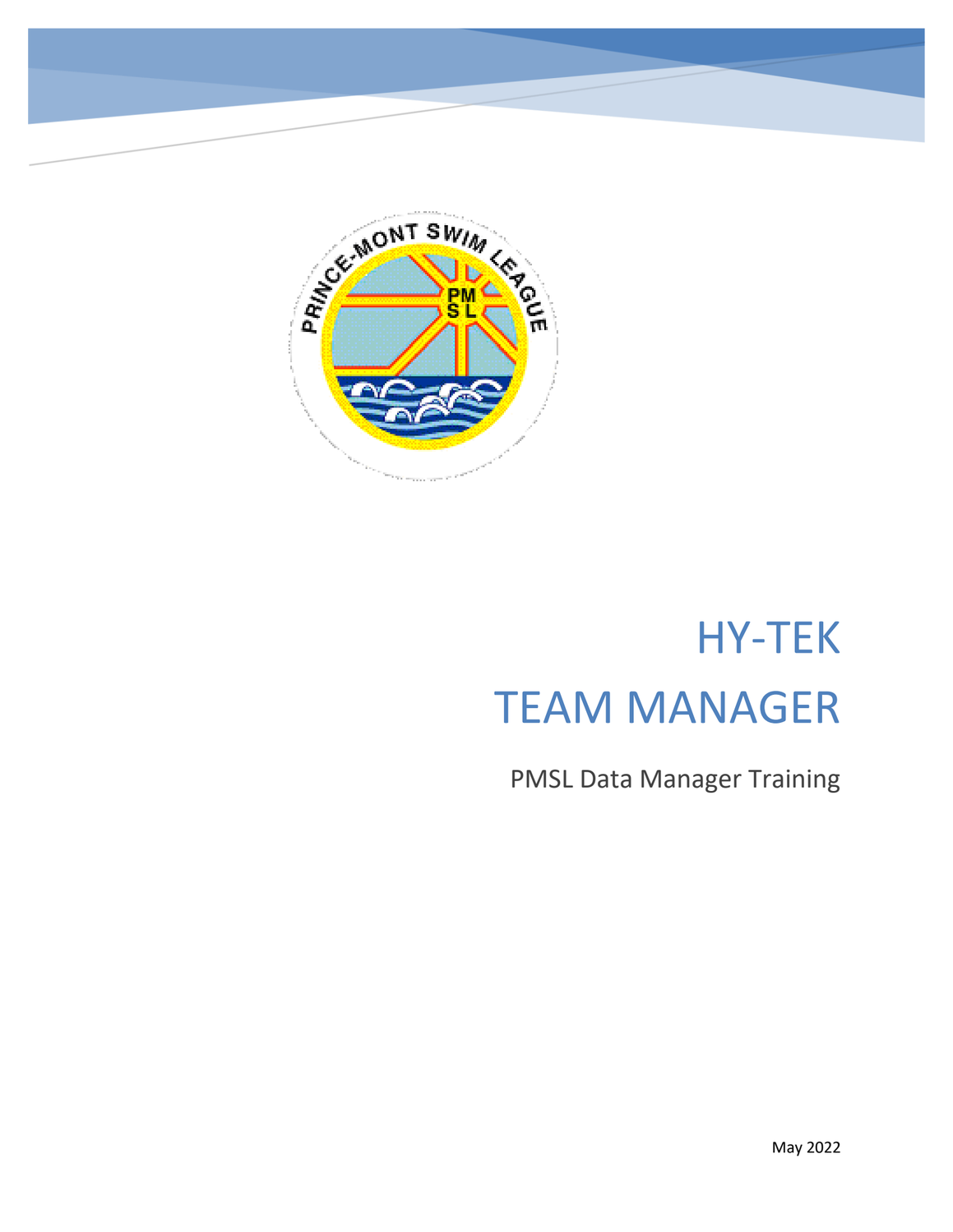# HY-TEK

# TEAM MANAGER

PMSL Data Manager Training

May 2022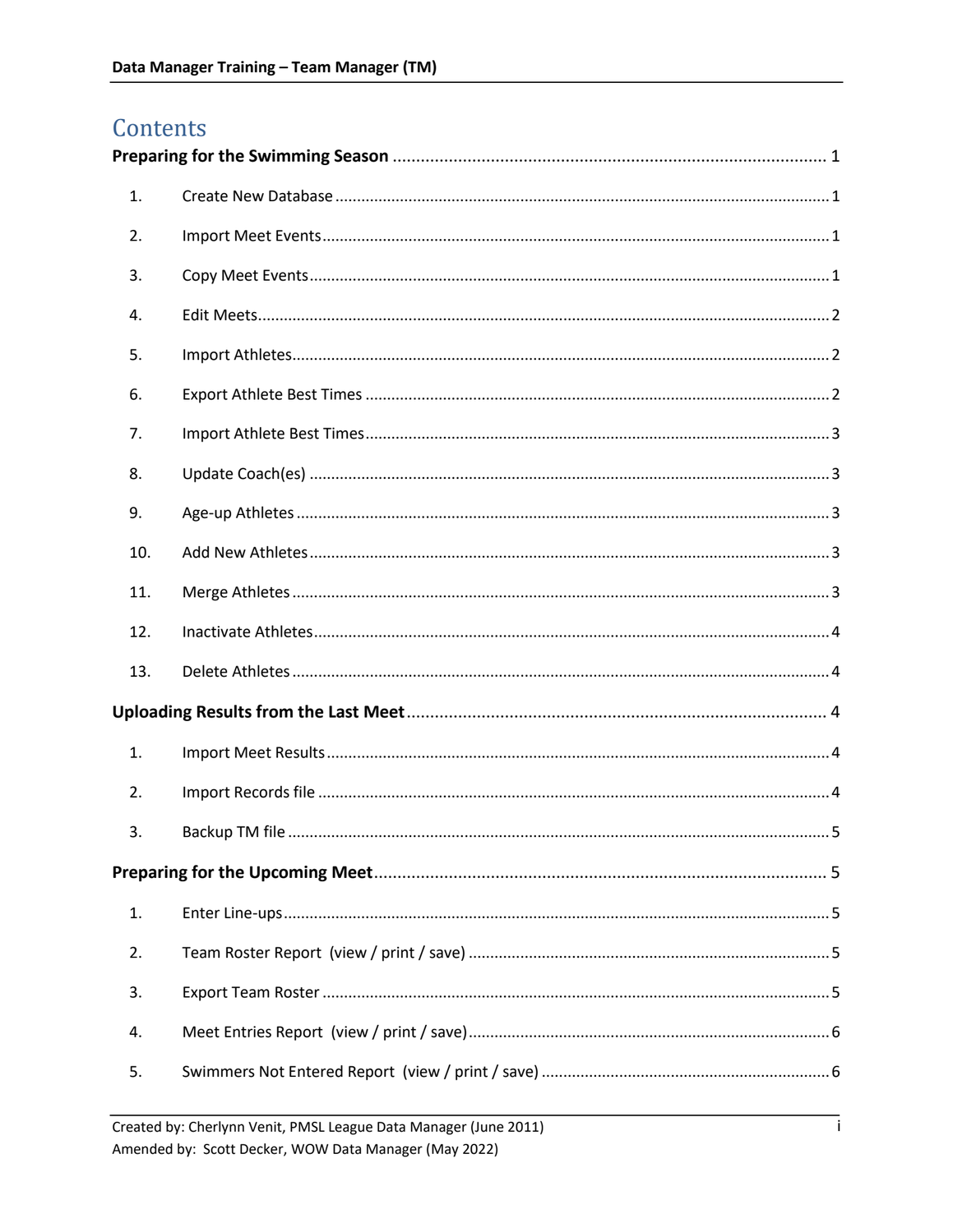# Contents

**Preparing for the Swimming Season** ..... 1

1. Create New Database ..... 1
2. Import Meet Events ..... 1
3. Copy Meet Events ..... 1
4. Edit Meets ..... 2
5. Import Athletes ..... 2
6. Export Athlete Best Times ..... 2
7. Import Athlete Best Times ..... 3
8. Update Coach(es) ..... 3
9. Age-up Athletes ..... 3
10. Add New Athletes ..... 3
11. Merge Athletes ..... 3
12. Inactivate Athletes ..... 4
13. Delete Athletes ..... 4

**Uploading Results from the Last Meet** ..... 4

1. Import Meet Results ..... 4
2. Import Records file ..... 4
3. Backup TM file ..... 5

**Preparing for the Upcoming Meet** ..... 5

1. Enter Line-ups ..... 5
2. Team Roster Report (view / print / save) ..... 5
3. Export Team Roster ..... 5
4. Meet Entries Report (view / print / save) ..... 6
5. Swimmers Not Entered Report (view / print / save) ..... 6

Created by: Cherlynn Venit, PMSL League Data Manager (June 2011)
Amended by: Scott Decker, WOW Data Manager (May 2022)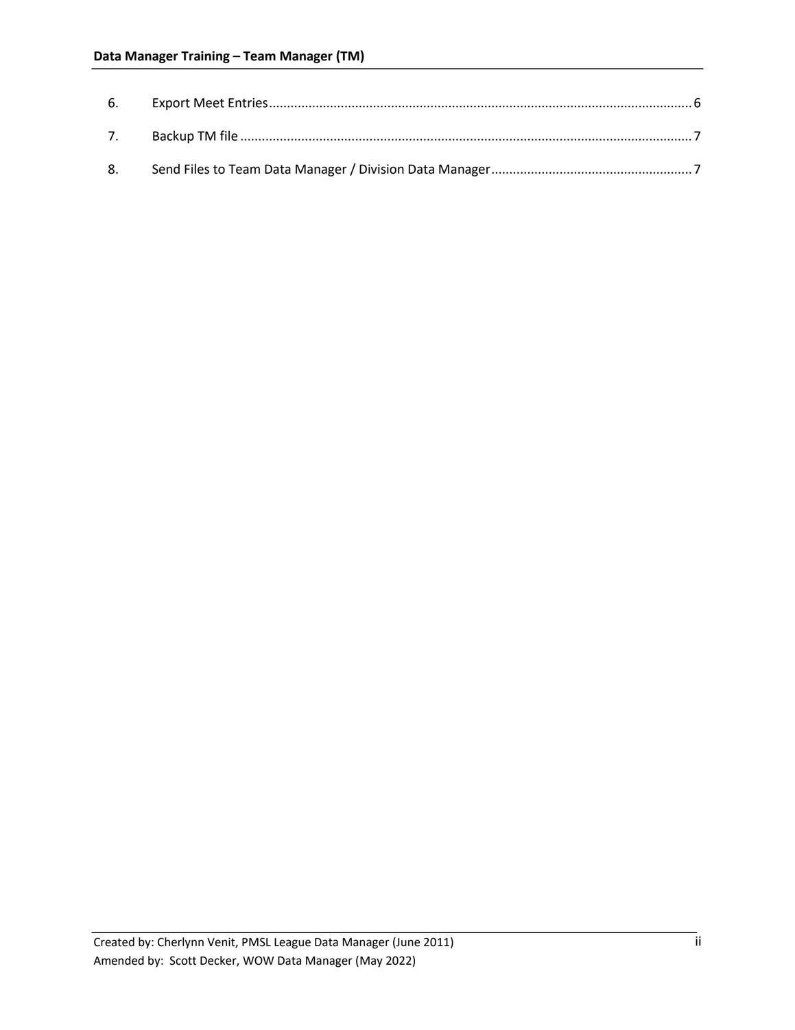6. Export Meet Entries ........................................................................................................ 6

7. Backup TM file ............................................................................................................... 7

8. Send Files to Team Data Manager / Division Data Manager ......................................................... 7

Created by: Cherlynn Venit, PMSL League Data Manager (June 2011)
Amended by: Scott Decker, WOW Data Manager (May 2022)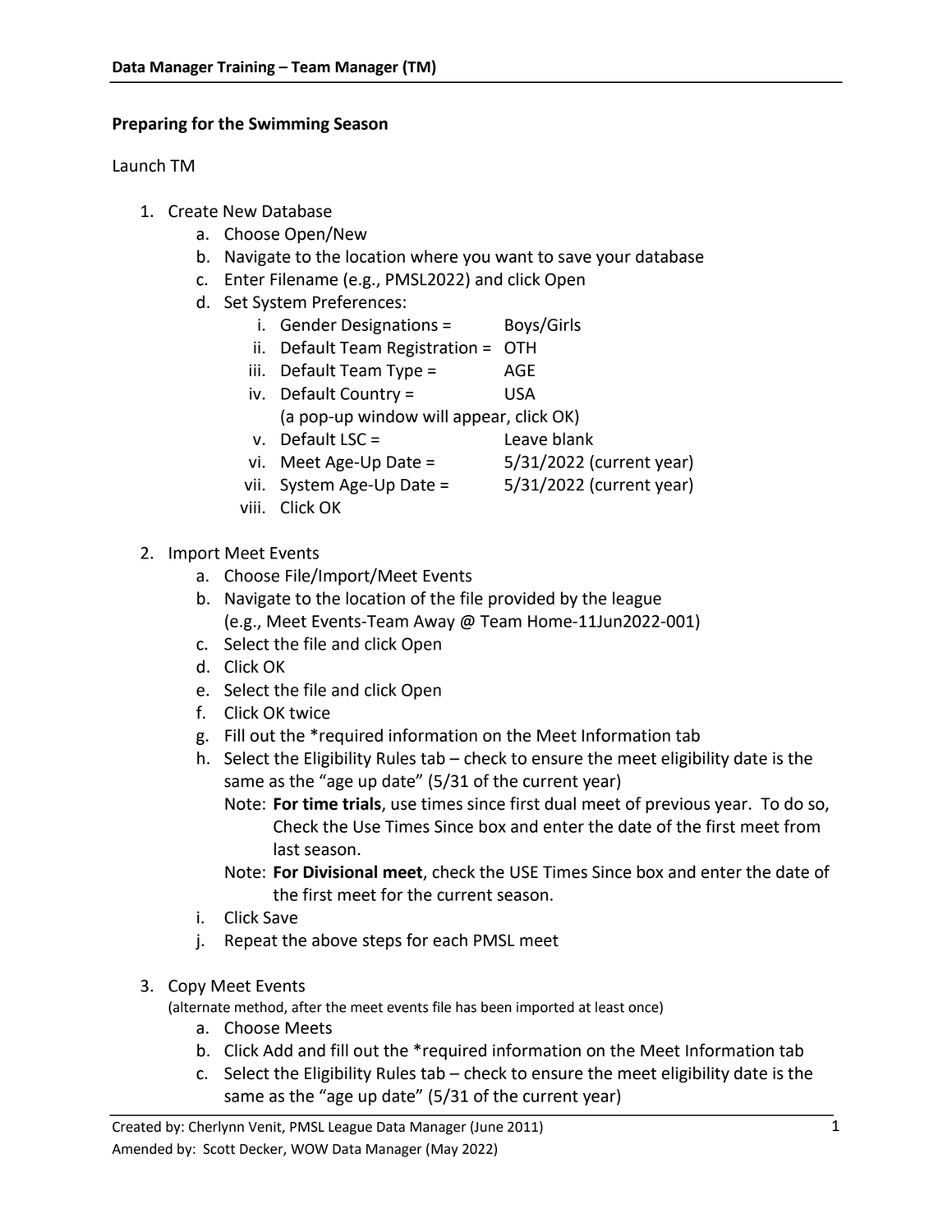**Preparing for the Swimming Season**

Launch TM

1. Create New Database
    a. Choose Open/New
    b. Navigate to the location where you want to save your database
    c. Enter Filename (e.g., PMSL2022) and click Open
    d. Set System Preferences:
        i. Gender Designations = Boys/Girls
        ii. Default Team Registration = OTH
        iii. Default Team Type = AGE
        iv. Default Country = USA
        (a pop-up window will appear, click OK)
        v. Default LSC = Leave blank
        vi. Meet Age-Up Date = 5/31/2022 (current year)
        vii. System Age-Up Date = 5/31/2022 (current year)
        viii. Click OK

2. Import Meet Events
    a. Choose File/Import/Meet Events
    b. Navigate to the location of the file provided by the league (e.g., Meet Events-Team Away @ Team Home-11Jun2022-001)
    c. Select the file and click Open
    d. Click OK
    e. Select the file and click Open
    f. Click OK twice
    g. Fill out the *required information on the Meet Information tab
    h. Select the Eligibility Rules tab – check to ensure the meet eligibility date is the same as the "age up date" (5/31 of the current year)
    Note: **For time trials**, use times since first dual meet of previous year. To do so, Check the Use Times Since box and enter the date of the first meet from last season.
    Note: **For Divisional meet**, check the USE Times Since box and enter the date of the first meet for the current season.
    i. Click Save
    j. Repeat the above steps for each PMSL meet

3. Copy Meet Events
    (alternate method, after the meet events file has been imported at least once)
    a. Choose Meets
    b. Click Add and fill out the *required information on the Meet Information tab
    c. Select the Eligibility Rules tab – check to ensure the meet eligibility date is the same as the "age up date" (5/31 of the current year)

Created by: Cherlynn Venit, PMSL League Data Manager (June 2011)
Amended by: Scott Decker, WOW Data Manager (May 2022)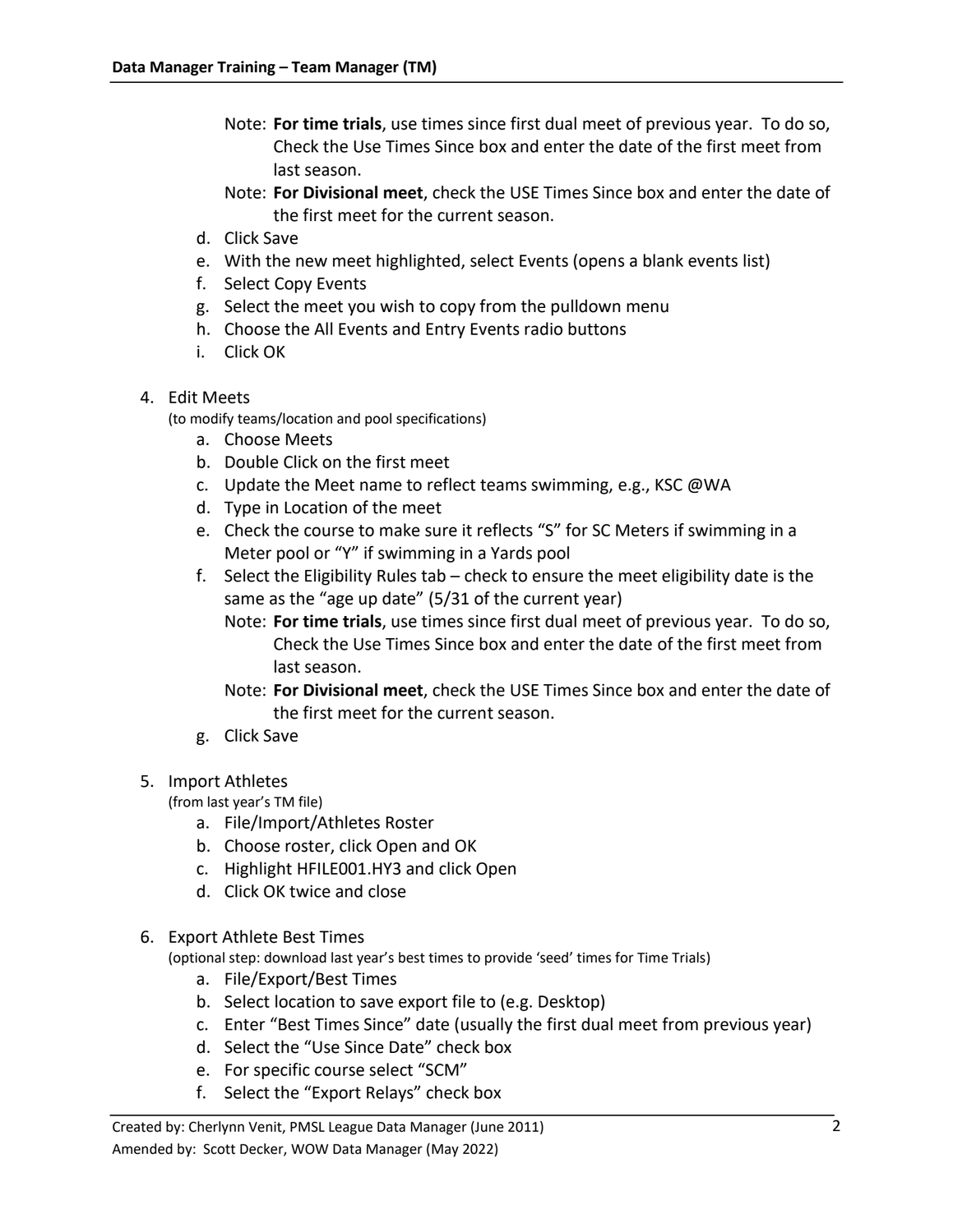Note: **For time trials**, use times since first dual meet of previous year. To do so, Check the Use Times Since box and enter the date of the first meet from last season.

Note: **For Divisional meet**, check the USE Times Since box and enter the date of the first meet for the current season.

d. Click Save
e. With the new meet highlighted, select Events (opens a blank events list)
f. Select Copy Events
g. Select the meet you wish to copy from the pulldown menu
h. Choose the All Events and Entry Events radio buttons
i. Click OK

4. Edit Meets
   (to modify teams/location and pool specifications)
   a. Choose Meets
   b. Double Click on the first meet
   c. Update the Meet name to reflect teams swimming, e.g., KSC @WA
   d. Type in Location of the meet
   e. Check the course to make sure it reflects "S" for SC Meters if swimming in a Meter pool or "Y" if swimming in a Yards pool
   f. Select the Eligibility Rules tab – check to ensure the meet eligibility date is the same as the "age up date" (5/31 of the current year)

      Note: **For time trials**, use times since first dual meet of previous year. To do so, Check the Use Times Since box and enter the date of the first meet from last season.

      Note: **For Divisional meet**, check the USE Times Since box and enter the date of the first meet for the current season.
   g. Click Save

5. Import Athletes
   (from last year's TM file)
   a. File/Import/Athletes Roster
   b. Choose roster, click Open and OK
   c. Highlight HFILE001.HY3 and click Open
   d. Click OK twice and close

6. Export Athlete Best Times
   (optional step: download last year's best times to provide 'seed' times for Time Trials)
   a. File/Export/Best Times
   b. Select location to save export file to (e.g. Desktop)
   c. Enter "Best Times Since" date (usually the first dual meet from previous year)
   d. Select the "Use Since Date" check box
   e. For specific course select "SCM"
   f. Select the "Export Relays" check box

Created by: Cherlynn Venit, PMSL League Data Manager (June 2011)
Amended by: Scott Decker, WOW Data Manager (May 2022)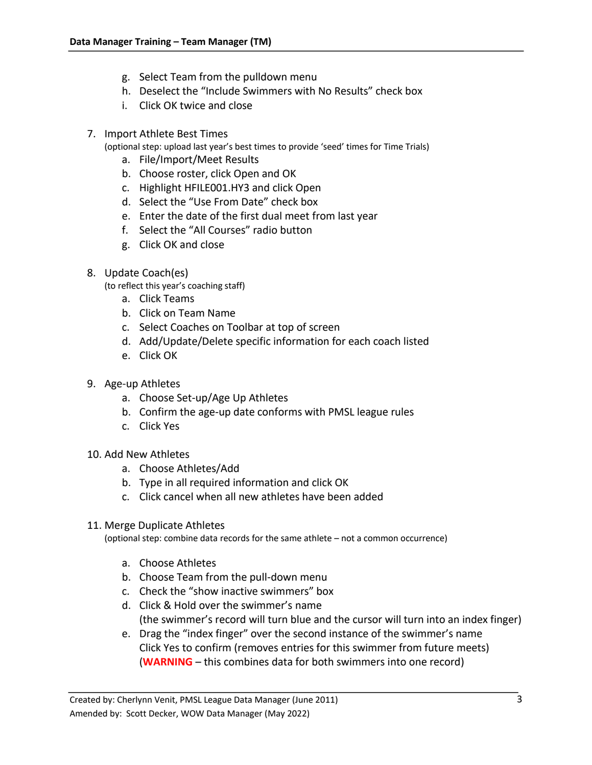g. Select Team from the pulldown menu
   h. Deselect the "Include Swimmers with No Results" check box
   i. Click OK twice and close

7. Import Athlete Best Times
   (optional step: upload last year's best times to provide 'seed' times for Time Trials)
   a. File/Import/Meet Results
   b. Choose roster, click Open and OK
   c. Highlight HFILE001.HY3 and click Open
   d. Select the "Use From Date" check box
   e. Enter the date of the first dual meet from last year
   f. Select the "All Courses" radio button
   g. Click OK and close

8. Update Coach(es)
   (to reflect this year's coaching staff)
   a. Click Teams
   b. Click on Team Name
   c. Select Coaches on Toolbar at top of screen
   d. Add/Update/Delete specific information for each coach listed
   e. Click OK

9. Age-up Athletes
   a. Choose Set-up/Age Up Athletes
   b. Confirm the age-up date conforms with PMSL league rules
   c. Click Yes

10. Add New Athletes
    a. Choose Athletes/Add
    b. Type in all required information and click OK
    c. Click cancel when all new athletes have been added

11. Merge Duplicate Athletes
    (optional step: combine data records for the same athlete – not a common occurrence)

    a. Choose Athletes
    b. Choose Team from the pull-down menu
    c. Check the "show inactive swimmers" box
    d. Click & Hold over the swimmer's name
       (the swimmer's record will turn blue and the cursor will turn into an index finger)
    e. Drag the "index finger" over the second instance of the swimmer's name
       Click Yes to confirm (removes entries for this swimmer from future meets)
       (**WARNING** – this combines data for both swimmers into one record)

Created by: Cherlynn Venit, PMSL League Data Manager (June 2011)
Amended by: Scott Decker, WOW Data Manager (May 2022)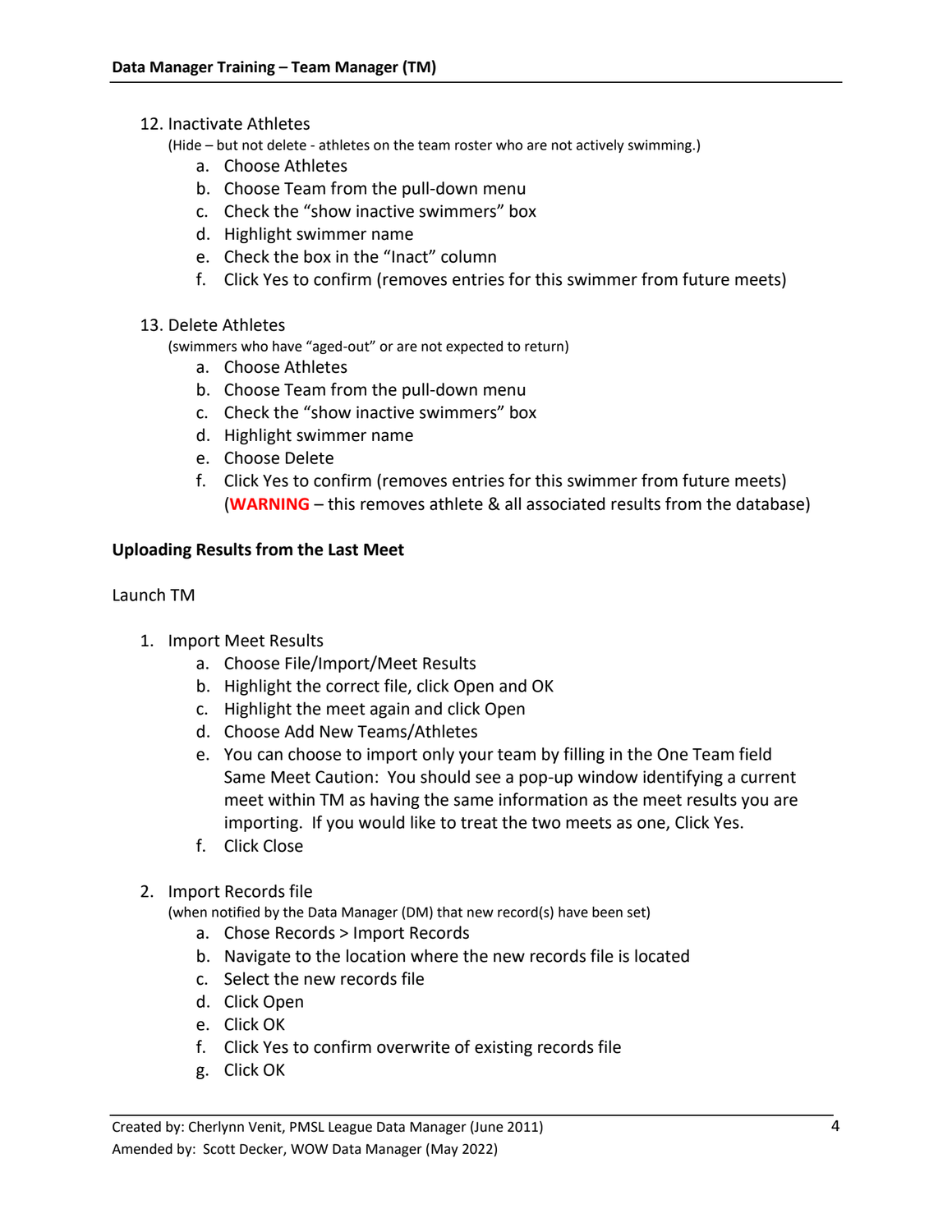12. Inactivate Athletes
    (Hide – but not delete - athletes on the team roster who are not actively swimming.)
    a. Choose Athletes
    b. Choose Team from the pull-down menu
    c. Check the "show inactive swimmers" box
    d. Highlight swimmer name
    e. Check the box in the "Inact" column
    f. Click Yes to confirm (removes entries for this swimmer from future meets)

13. Delete Athletes
    (swimmers who have "aged-out" or are not expected to return)
    a. Choose Athletes
    b. Choose Team from the pull-down menu
    c. Check the "show inactive swimmers" box
    d. Highlight swimmer name
    e. Choose Delete
    f. Click Yes to confirm (removes entries for this swimmer from future meets) (**WARNING** – this removes athlete & all associated results from the database)

**Uploading Results from the Last Meet**

Launch TM

1. Import Meet Results
    a. Choose File/Import/Meet Results
    b. Highlight the correct file, click Open and OK
    c. Highlight the meet again and click Open
    d. Choose Add New Teams/Athletes
    e. You can choose to import only your team by filling in the One Team field Same Meet Caution: You should see a pop-up window identifying a current meet within TM as having the same information as the meet results you are importing. If you would like to treat the two meets as one, Click Yes.
    f. Click Close

2. Import Records file
    (when notified by the Data Manager (DM) that new record(s) have been set)
    a. Chose Records > Import Records
    b. Navigate to the location where the new records file is located
    c. Select the new records file
    d. Click Open
    e. Click OK
    f. Click Yes to confirm overwrite of existing records file
    g. Click OK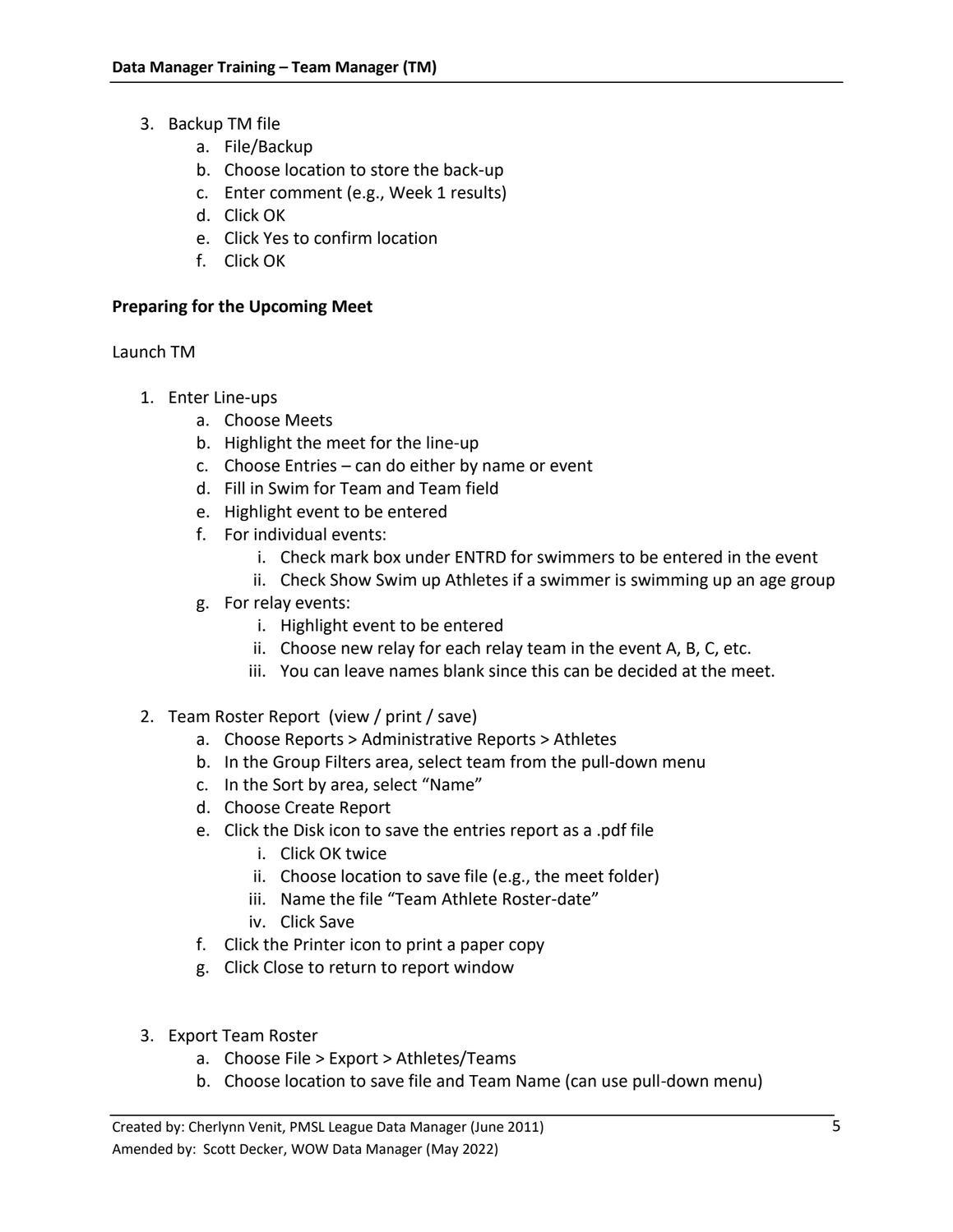3. Backup TM file
    a. File/Backup
    b. Choose location to store the back-up
    c. Enter comment (e.g., Week 1 results)
    d. Click OK
    e. Click Yes to confirm location
    f. Click OK

**Preparing for the Upcoming Meet**

Launch TM

1. Enter Line-ups
    a. Choose Meets
    b. Highlight the meet for the line-up
    c. Choose Entries – can do either by name or event
    d. Fill in Swim for Team and Team field
    e. Highlight event to be entered
    f. For individual events:
        i. Check mark box under ENTRD for swimmers to be entered in the event
        ii. Check Show Swim up Athletes if a swimmer is swimming up an age group
    g. For relay events:
        i. Highlight event to be entered
        ii. Choose new relay for each relay team in the event A, B, C, etc.
        iii. You can leave names blank since this can be decided at the meet.

2. Team Roster Report (view / print / save)
    a. Choose Reports > Administrative Reports > Athletes
    b. In the Group Filters area, select team from the pull-down menu
    c. In the Sort by area, select "Name"
    d. Choose Create Report
    e. Click the Disk icon to save the entries report as a .pdf file
        i. Click OK twice
        ii. Choose location to save file (e.g., the meet folder)
        iii. Name the file "Team Athlete Roster-date"
        iv. Click Save
    f. Click the Printer icon to print a paper copy
    g. Click Close to return to report window

3. Export Team Roster
    a. Choose File > Export > Athletes/Teams
    b. Choose location to save file and Team Name (can use pull-down menu)

Created by: Cherlynn Venit, PMSL League Data Manager (June 2011)
Amended by: Scott Decker, WOW Data Manager (May 2022)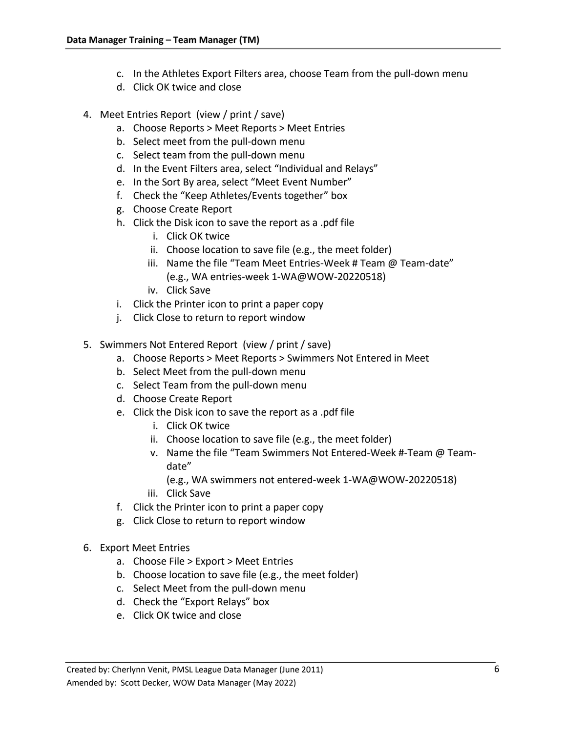c. In the Athletes Export Filters area, choose Team from the pull-down menu
   d. Click OK twice and close

4. Meet Entries Report (view / print / save)
   a. Choose Reports > Meet Reports > Meet Entries
   b. Select meet from the pull-down menu
   c. Select team from the pull-down menu
   d. In the Event Filters area, select "Individual and Relays"
   e. In the Sort By area, select "Meet Event Number"
   f. Check the "Keep Athletes/Events together" box
   g. Choose Create Report
   h. Click the Disk icon to save the report as a .pdf file
      i. Click OK twice
      ii. Choose location to save file (e.g., the meet folder)
      iii. Name the file "Team Meet Entries-Week # Team @ Team-date" (e.g., WA entries-week 1-WA@WOW-20220518)
      iv. Click Save
   i. Click the Printer icon to print a paper copy
   j. Click Close to return to report window

5. Swimmers Not Entered Report (view / print / save)
   a. Choose Reports > Meet Reports > Swimmers Not Entered in Meet
   b. Select Meet from the pull-down menu
   c. Select Team from the pull-down menu
   d. Choose Create Report
   e. Click the Disk icon to save the report as a .pdf file
      i. Click OK twice
      ii. Choose location to save file (e.g., the meet folder)
      v. Name the file "Team Swimmers Not Entered-Week #-Team @ Team-date" (e.g., WA swimmers not entered-week 1-WA@WOW-20220518)
      iii. Click Save
   f. Click the Printer icon to print a paper copy
   g. Click Close to return to report window

6. Export Meet Entries
   a. Choose File > Export > Meet Entries
   b. Choose location to save file (e.g., the meet folder)
   c. Select Meet from the pull-down menu
   d. Check the "Export Relays" box
   e. Click OK twice and close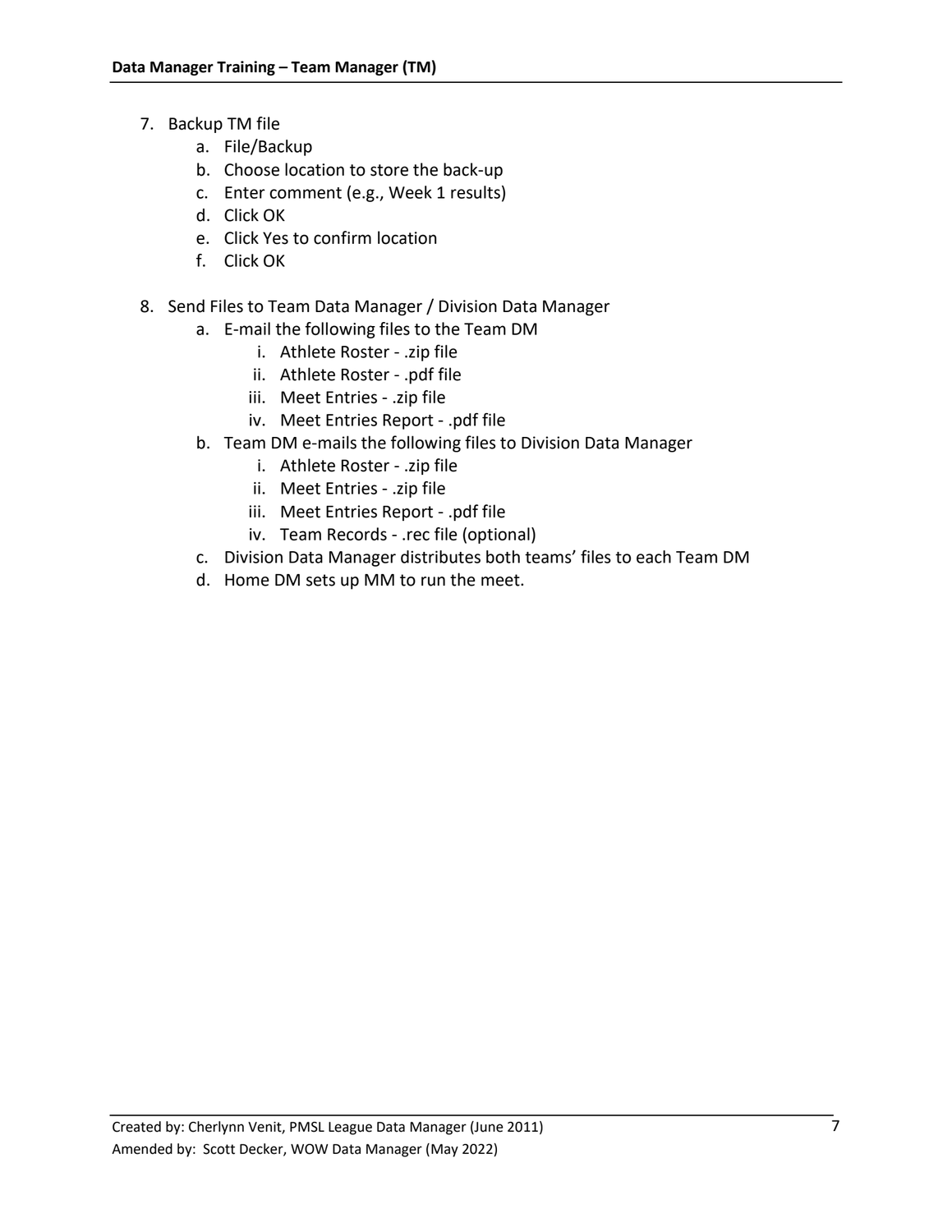7. Backup TM file
    a. File/Backup
    b. Choose location to store the back-up
    c. Enter comment (e.g., Week 1 results)
    d. Click OK
    e. Click Yes to confirm location
    f. Click OK

8. Send Files to Team Data Manager / Division Data Manager
    a. E-mail the following files to the Team DM
        i. Athlete Roster - .zip file
        ii. Athlete Roster - .pdf file
        iii. Meet Entries - .zip file
        iv. Meet Entries Report - .pdf file
    b. Team DM e-mails the following files to Division Data Manager
        i. Athlete Roster - .zip file
        ii. Meet Entries - .zip file
        iii. Meet Entries Report - .pdf file
        iv. Team Records - .rec file (optional)
    c. Division Data Manager distributes both teams' files to each Team DM
    d. Home DM sets up MM to run the meet.